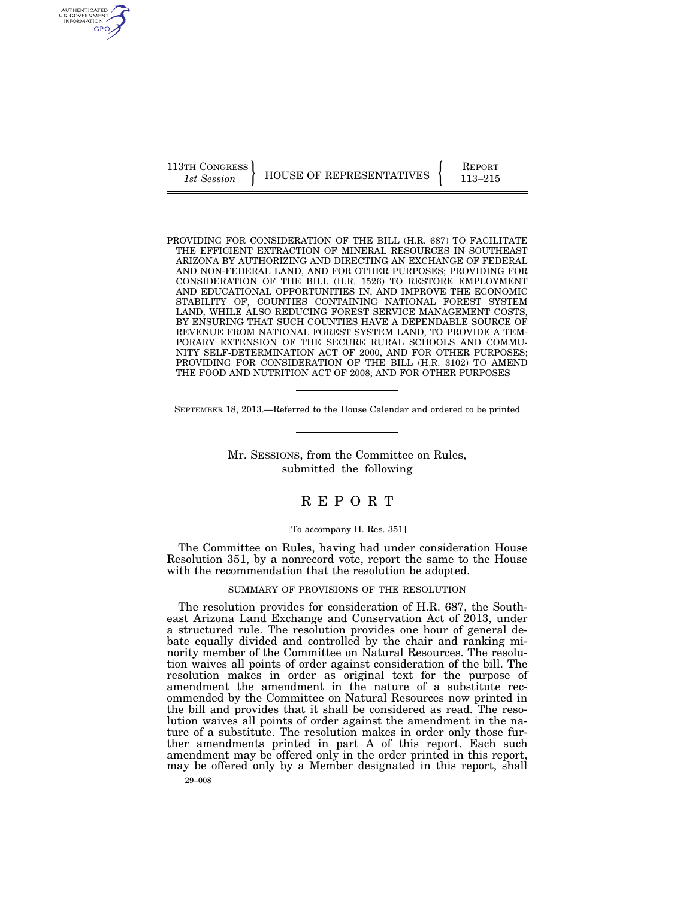113TH CONGRESS
*1st Session*

HOUSE OF REPRESENTATIVES

REPORT
113–215

PROVIDING FOR CONSIDERATION OF THE BILL (H.R. 687) TO FACILITATE THE EFFICIENT EXTRACTION OF MINERAL RESOURCES IN SOUTHEAST ARIZONA BY AUTHORIZING AND DIRECTING AN EXCHANGE OF FEDERAL AND NON-FEDERAL LAND, AND FOR OTHER PURPOSES; PROVIDING FOR CONSIDERATION OF THE BILL (H.R. 1526) TO RESTORE EMPLOYMENT AND EDUCATIONAL OPPORTUNITIES IN, AND IMPROVE THE ECONOMIC STABILITY OF, COUNTIES CONTAINING NATIONAL FOREST SYSTEM LAND, WHILE ALSO REDUCING FOREST SERVICE MANAGEMENT COSTS, BY ENSURING THAT SUCH COUNTIES HAVE A DEPENDABLE SOURCE OF REVENUE FROM NATIONAL FOREST SYSTEM LAND, TO PROVIDE A TEMPORARY EXTENSION OF THE SECURE RURAL SCHOOLS AND COMMUNITY SELF-DETERMINATION ACT OF 2000, AND FOR OTHER PURPOSES; PROVIDING FOR CONSIDERATION OF THE BILL (H.R. 3102) TO AMEND THE FOOD AND NUTRITION ACT OF 2008; AND FOR OTHER PURPOSES

SEPTEMBER 18, 2013.—Referred to the House Calendar and ordered to be printed

Mr. SESSIONS, from the Committee on Rules, submitted the following

# REPORT

[To accompany H. Res. 351]

The Committee on Rules, having had under consideration House Resolution 351, by a nonrecord vote, report the same to the House with the recommendation that the resolution be adopted.

## SUMMARY OF PROVISIONS OF THE RESOLUTION

The resolution provides for consideration of H.R. 687, the Southeast Arizona Land Exchange and Conservation Act of 2013, under a structured rule. The resolution provides one hour of general debate equally divided and controlled by the chair and ranking minority member of the Committee on Natural Resources. The resolution waives all points of order against consideration of the bill. The resolution makes in order as original text for the purpose of amendment the amendment in the nature of a substitute recommended by the Committee on Natural Resources now printed in the bill and provides that it shall be considered as read. The resolution waives all points of order against the amendment in the nature of a substitute. The resolution makes in order only those further amendments printed in part A of this report. Each such amendment may be offered only in the order printed in this report, may be offered only by a Member designated in this report, shall

29–008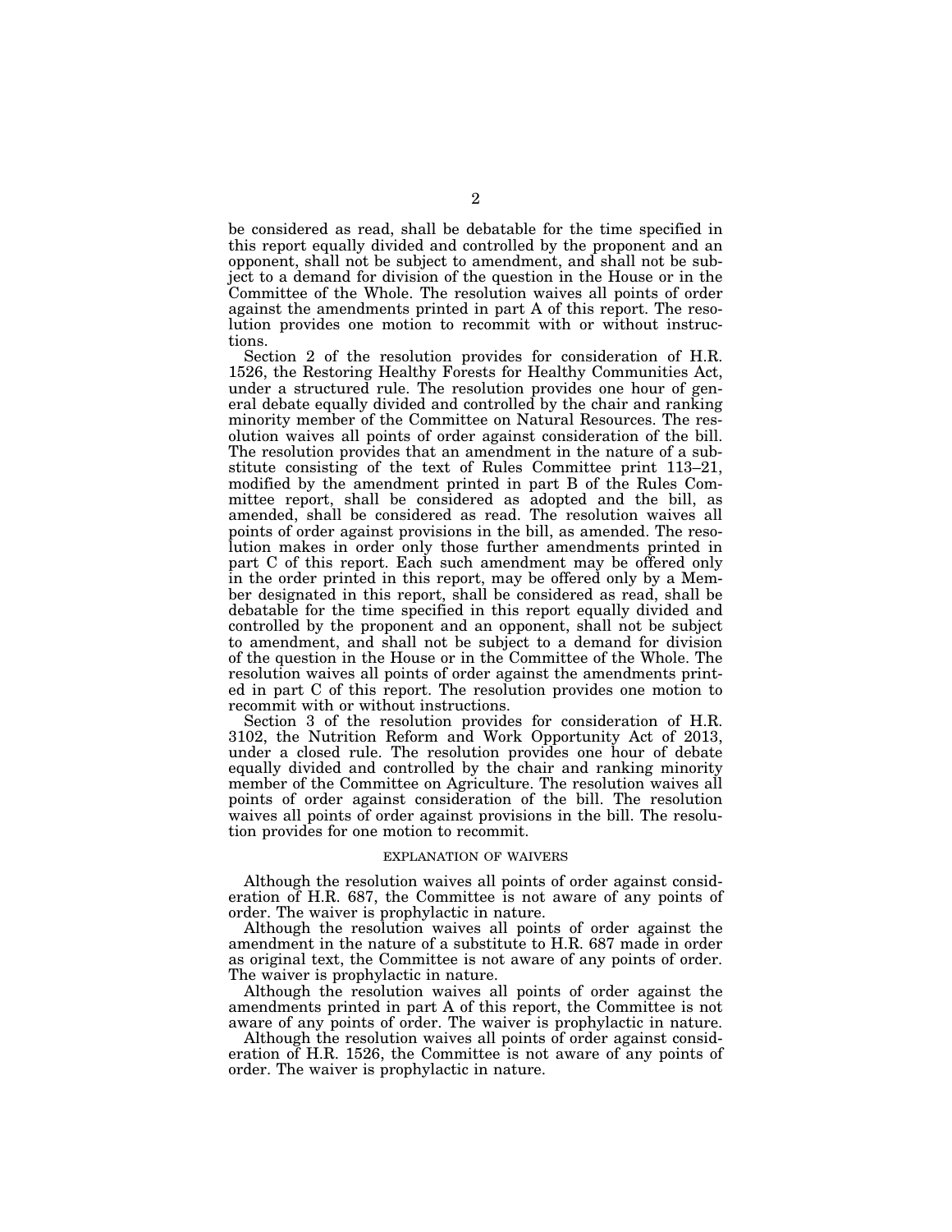be considered as read, shall be debatable for the time specified in this report equally divided and controlled by the proponent and an opponent, shall not be subject to amendment, and shall not be subject to a demand for division of the question in the House or in the Committee of the Whole. The resolution waives all points of order against the amendments printed in part A of this report. The resolution provides one motion to recommit with or without instructions.

Section 2 of the resolution provides for consideration of H.R. 1526, the Restoring Healthy Forests for Healthy Communities Act, under a structured rule. The resolution provides one hour of general debate equally divided and controlled by the chair and ranking minority member of the Committee on Natural Resources. The resolution waives all points of order against consideration of the bill. The resolution provides that an amendment in the nature of a substitute consisting of the text of Rules Committee print 113–21, modified by the amendment printed in part B of the Rules Committee report, shall be considered as adopted and the bill, as amended, shall be considered as read. The resolution waives all points of order against provisions in the bill, as amended. The resolution makes in order only those further amendments printed in part C of this report. Each such amendment may be offered only in the order printed in this report, may be offered only by a Member designated in this report, shall be considered as read, shall be debatable for the time specified in this report equally divided and controlled by the proponent and an opponent, shall not be subject to amendment, and shall not be subject to a demand for division of the question in the House or in the Committee of the Whole. The resolution waives all points of order against the amendments printed in part C of this report. The resolution provides one motion to recommit with or without instructions.

Section 3 of the resolution provides for consideration of H.R. 3102, the Nutrition Reform and Work Opportunity Act of 2013, under a closed rule. The resolution provides one hour of debate equally divided and controlled by the chair and ranking minority member of the Committee on Agriculture. The resolution waives all points of order against consideration of the bill. The resolution waives all points of order against provisions in the bill. The resolution provides for one motion to recommit.

## EXPLANATION OF WAIVERS

Although the resolution waives all points of order against consideration of H.R. 687, the Committee is not aware of any points of order. The waiver is prophylactic in nature.

Although the resolution waives all points of order against the amendment in the nature of a substitute to H.R. 687 made in order as original text, the Committee is not aware of any points of order. The waiver is prophylactic in nature.

Although the resolution waives all points of order against the amendments printed in part A of this report, the Committee is not aware of any points of order. The waiver is prophylactic in nature.

Although the resolution waives all points of order against consideration of H.R. 1526, the Committee is not aware of any points of order. The waiver is prophylactic in nature.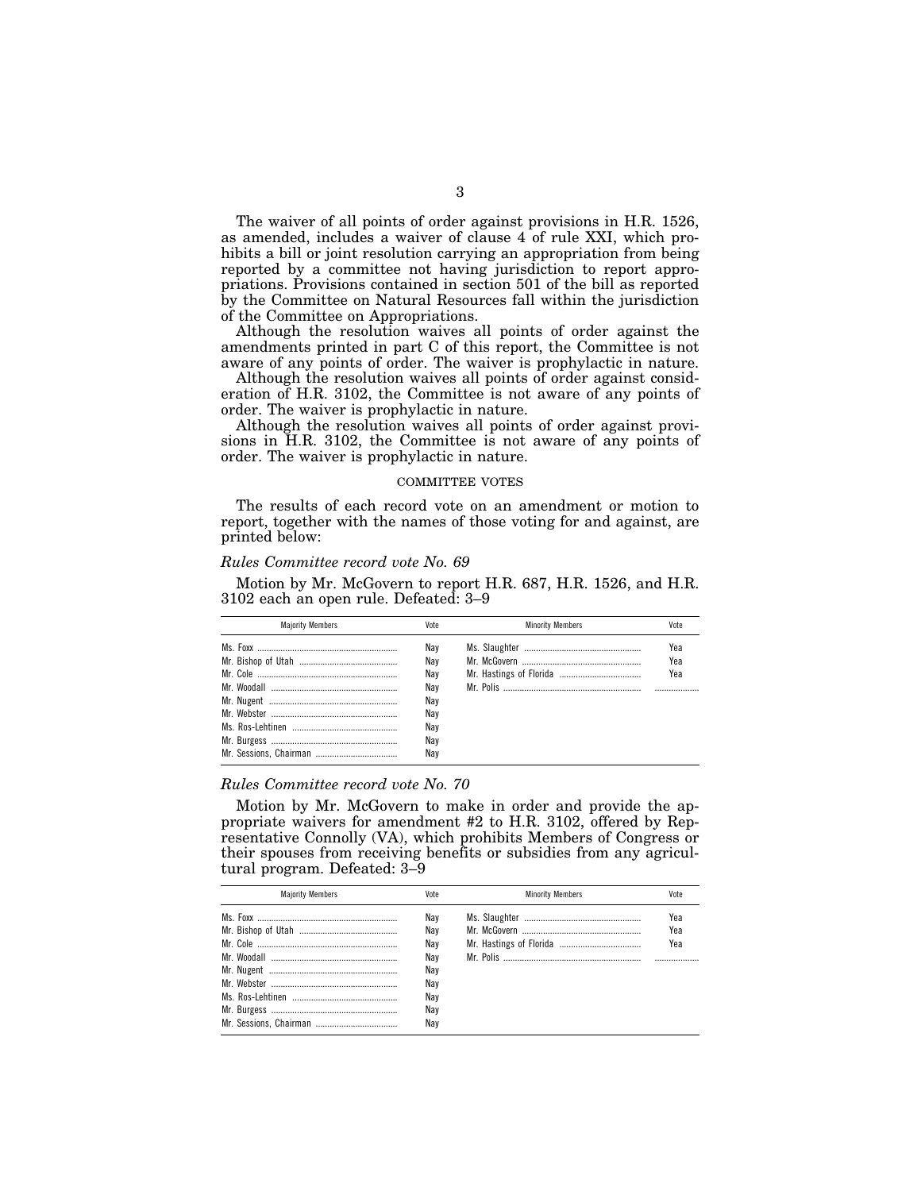The waiver of all points of order against provisions in H.R. 1526, as amended, includes a waiver of clause 4 of rule XXI, which prohibits a bill or joint resolution carrying an appropriation from being reported by a committee not having jurisdiction to report appropriations. Provisions contained in section 501 of the bill as reported by the Committee on Natural Resources fall within the jurisdiction of the Committee on Appropriations.

Although the resolution waives all points of order against the amendments printed in part C of this report, the Committee is not aware of any points of order. The waiver is prophylactic in nature.

Although the resolution waives all points of order against consideration of H.R. 3102, the Committee is not aware of any points of order. The waiver is prophylactic in nature.

Although the resolution waives all points of order against provisions in H.R. 3102, the Committee is not aware of any points of order. The waiver is prophylactic in nature.

## COMMITTEE VOTES

The results of each record vote on an amendment or motion to report, together with the names of those voting for and against, are printed below:

*Rules Committee record vote No. 69*

Motion by Mr. McGovern to report H.R. 687, H.R. 1526, and H.R. 3102 each an open rule. Defeated: 3–9

| Majority Members | Vote | Minority Members | Vote |
|---|---|---|---|
| Ms. Foxx | Nay | Ms. Slaughter | Yea |
| Mr. Bishop of Utah | Nay | Mr. McGovern | Yea |
| Mr. Cole | Nay | Mr. Hastings of Florida | Yea |
| Mr. Woodall | Nay | Mr. Polis | |
| Mr. Nugent | Nay | | |
| Mr. Webster | Nay | | |
| Ms. Ros-Lehtinen | Nay | | |
| Mr. Burgess | Nay | | |
| Mr. Sessions, Chairman | Nay | | |

*Rules Committee record vote No. 70*

Motion by Mr. McGovern to make in order and provide the appropriate waivers for amendment #2 to H.R. 3102, offered by Representative Connolly (VA), which prohibits Members of Congress or their spouses from receiving benefits or subsidies from any agricultural program. Defeated: 3–9

| Majority Members | Vote | Minority Members | Vote |
|---|---|---|---|
| Ms. Foxx | Nay | Ms. Slaughter | Yea |
| Mr. Bishop of Utah | Nay | Mr. McGovern | Yea |
| Mr. Cole | Nay | Mr. Hastings of Florida | Yea |
| Mr. Woodall | Nay | Mr. Polis | |
| Mr. Nugent | Nay | | |
| Mr. Webster | Nay | | |
| Ms. Ros-Lehtinen | Nay | | |
| Mr. Burgess | Nay | | |
| Mr. Sessions, Chairman | Nay | | |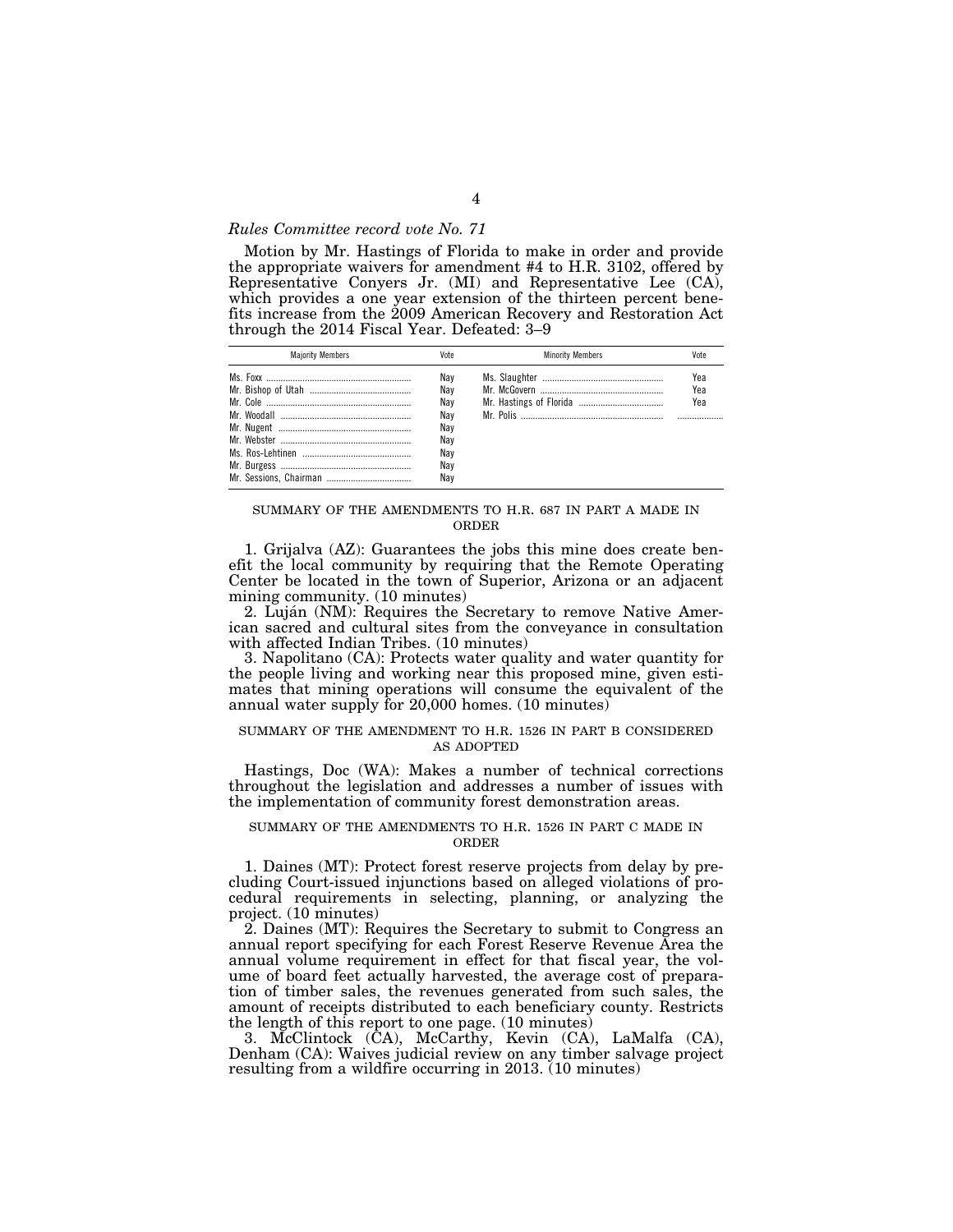*Rules Committee record vote No. 71*

Motion by Mr. Hastings of Florida to make in order and provide the appropriate waivers for amendment #4 to H.R. 3102, offered by Representative Conyers Jr. (MI) and Representative Lee (CA), which provides a one year extension of the thirteen percent benefits increase from the 2009 American Recovery and Restoration Act through the 2014 Fiscal Year. Defeated: 3–9

| Majority Members | Vote | Minority Members | Vote |
|---|---|---|---|
| Ms. Foxx | Nay | Ms. Slaughter | Yea |
| Mr. Bishop of Utah | Nay | Mr. McGovern | Yea |
| Mr. Cole | Nay | Mr. Hastings of Florida | Yea |
| Mr. Woodall | Nay | Mr. Polis | |
| Mr. Nugent | Nay | | |
| Mr. Webster | Nay | | |
| Ms. Ros-Lehtinen | Nay | | |
| Mr. Burgess | Nay | | |
| Mr. Sessions, Chairman | Nay | | |

## SUMMARY OF THE AMENDMENTS TO H.R. 687 IN PART A MADE IN ORDER

1. Grijalva (AZ): Guarantees the jobs this mine does create benefit the local community by requiring that the Remote Operating Center be located in the town of Superior, Arizona or an adjacent mining community. (10 minutes)

2. Luján (NM): Requires the Secretary to remove Native American sacred and cultural sites from the conveyance in consultation with affected Indian Tribes. (10 minutes)

3. Napolitano (CA): Protects water quality and water quantity for the people living and working near this proposed mine, given estimates that mining operations will consume the equivalent of the annual water supply for 20,000 homes. (10 minutes)

## SUMMARY OF THE AMENDMENT TO H.R. 1526 IN PART B CONSIDERED AS ADOPTED

Hastings, Doc (WA): Makes a number of technical corrections throughout the legislation and addresses a number of issues with the implementation of community forest demonstration areas.

## SUMMARY OF THE AMENDMENTS TO H.R. 1526 IN PART C MADE IN ORDER

1. Daines (MT): Protect forest reserve projects from delay by precluding Court-issued injunctions based on alleged violations of procedural requirements in selecting, planning, or analyzing the project. (10 minutes)

2. Daines (MT): Requires the Secretary to submit to Congress an annual report specifying for each Forest Reserve Revenue Area the annual volume requirement in effect for that fiscal year, the volume of board feet actually harvested, the average cost of preparation of timber sales, the revenues generated from such sales, the amount of receipts distributed to each beneficiary county. Restricts the length of this report to one page. (10 minutes)

3. McClintock (CA), McCarthy, Kevin (CA), LaMalfa (CA), Denham (CA): Waives judicial review on any timber salvage project resulting from a wildfire occurring in 2013. (10 minutes)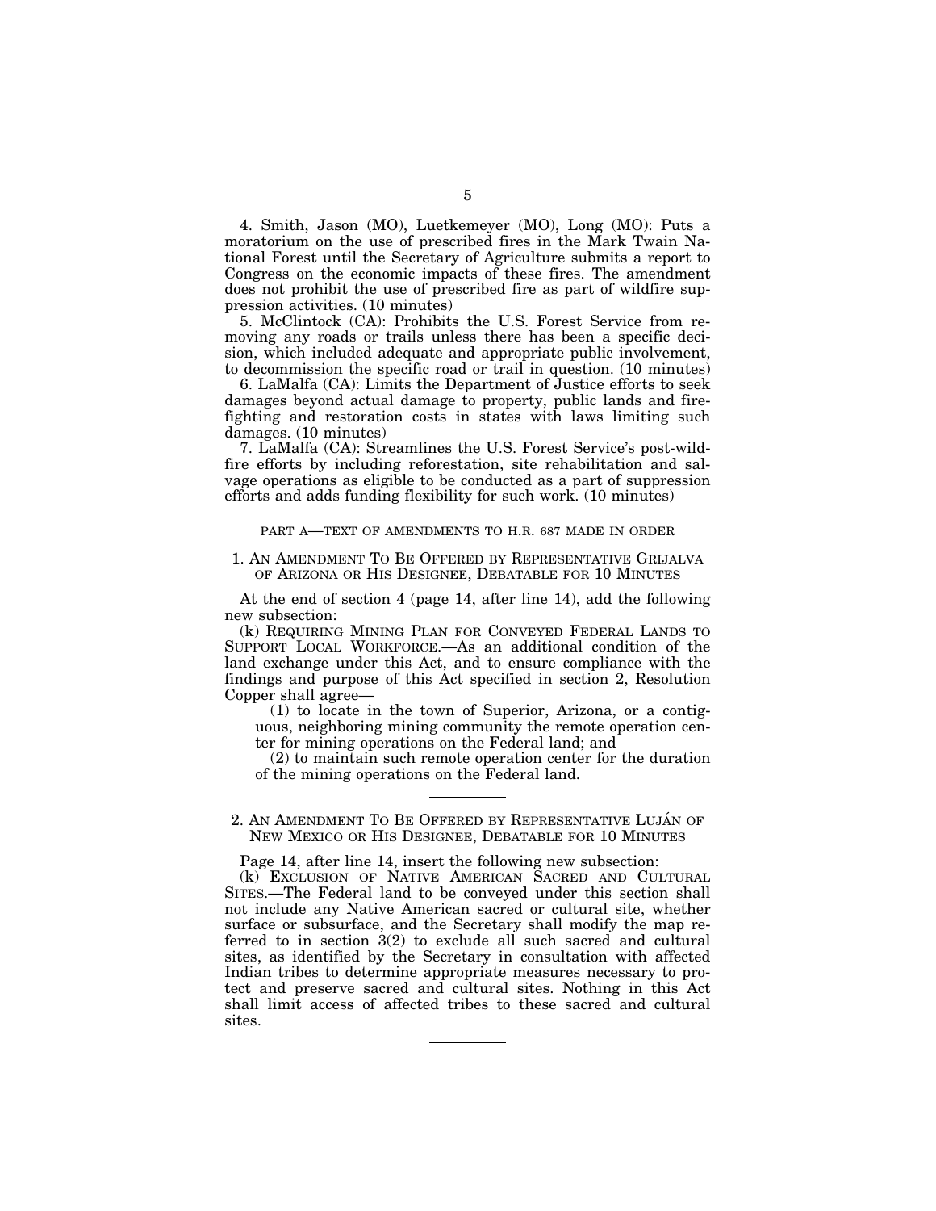4. Smith, Jason (MO), Luetkemeyer (MO), Long (MO): Puts a moratorium on the use of prescribed fires in the Mark Twain National Forest until the Secretary of Agriculture submits a report to Congress on the economic impacts of these fires. The amendment does not prohibit the use of prescribed fire as part of wildfire suppression activities. (10 minutes)

5. McClintock (CA): Prohibits the U.S. Forest Service from removing any roads or trails unless there has been a specific decision, which included adequate and appropriate public involvement, to decommission the specific road or trail in question. (10 minutes)

6. LaMalfa (CA): Limits the Department of Justice efforts to seek damages beyond actual damage to property, public lands and firefighting and restoration costs in states with laws limiting such damages. (10 minutes)

7. LaMalfa (CA): Streamlines the U.S. Forest Service's post-wildfire efforts by including reforestation, site rehabilitation and salvage operations as eligible to be conducted as a part of suppression efforts and adds funding flexibility for such work. (10 minutes)

## PART A—TEXT OF AMENDMENTS TO H.R. 687 MADE IN ORDER

### 1. AN AMENDMENT TO BE OFFERED BY REPRESENTATIVE GRIJALVA OF ARIZONA OR HIS DESIGNEE, DEBATABLE FOR 10 MINUTES

At the end of section 4 (page 14, after line 14), add the following new subsection:

(k) REQUIRING MINING PLAN FOR CONVEYED FEDERAL LANDS TO SUPPORT LOCAL WORKFORCE.—As an additional condition of the land exchange under this Act, and to ensure compliance with the findings and purpose of this Act specified in section 2, Resolution Copper shall agree—

(1) to locate in the town of Superior, Arizona, or a contiguous, neighboring mining community the remote operation center for mining operations on the Federal land; and

(2) to maintain such remote operation center for the duration of the mining operations on the Federal land.

---

### 2. AN AMENDMENT TO BE OFFERED BY REPRESENTATIVE LUJÁN OF NEW MEXICO OR HIS DESIGNEE, DEBATABLE FOR 10 MINUTES

Page 14, after line 14, insert the following new subsection:

(k) EXCLUSION OF NATIVE AMERICAN SACRED AND CULTURAL SITES.—The Federal land to be conveyed under this section shall not include any Native American sacred or cultural site, whether surface or subsurface, and the Secretary shall modify the map referred to in section 3(2) to exclude all such sacred and cultural sites, as identified by the Secretary in consultation with affected Indian tribes to determine appropriate measures necessary to protect and preserve sacred and cultural sites. Nothing in this Act shall limit access of affected tribes to these sacred and cultural sites.

---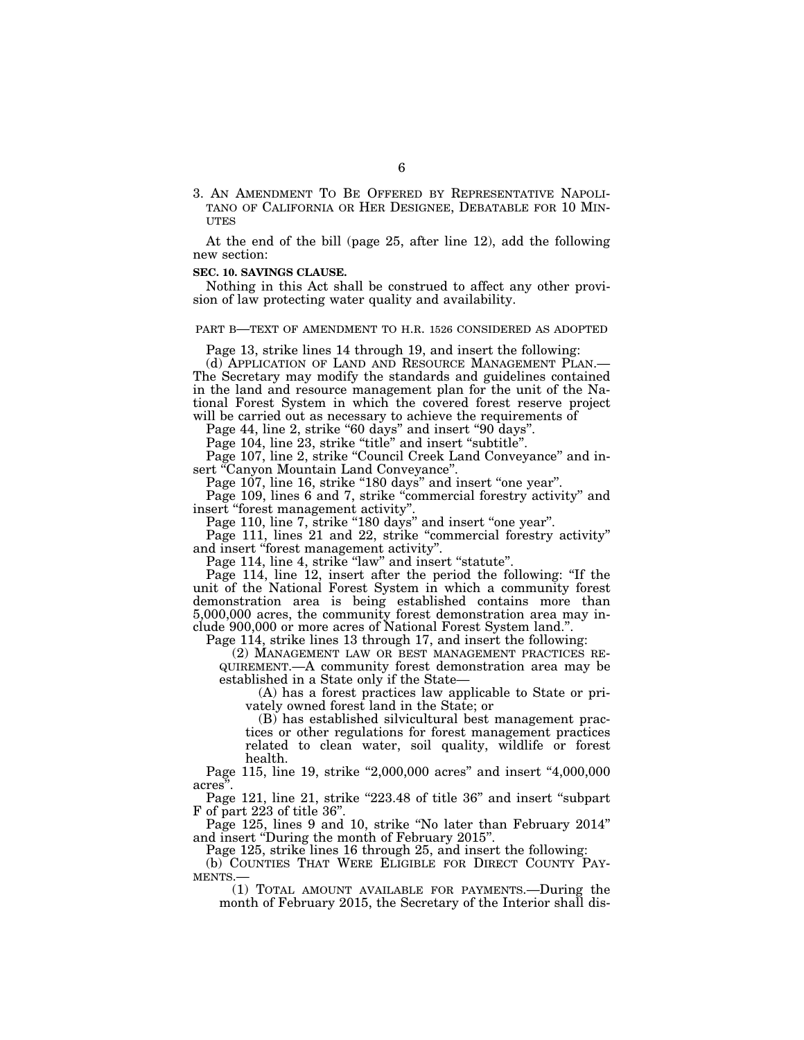3. AN AMENDMENT TO BE OFFERED BY REPRESENTATIVE NAPOLITANO OF CALIFORNIA OR HER DESIGNEE, DEBATABLE FOR 10 MINUTES

At the end of the bill (page 25, after line 12), add the following new section:

**SEC. 10. SAVINGS CLAUSE.**

Nothing in this Act shall be construed to affect any other provision of law protecting water quality and availability.

PART B—TEXT OF AMENDMENT TO H.R. 1526 CONSIDERED AS ADOPTED

Page 13, strike lines 14 through 19, and insert the following:

(d) APPLICATION OF LAND AND RESOURCE MANAGEMENT PLAN.—The Secretary may modify the standards and guidelines contained in the land and resource management plan for the unit of the National Forest System in which the covered forest reserve project will be carried out as necessary to achieve the requirements of

Page 44, line 2, strike "60 days" and insert "90 days".

Page 104, line 23, strike "title" and insert "subtitle".

Page 107, line 2, strike "Council Creek Land Conveyance" and insert "Canyon Mountain Land Conveyance".

Page 107, line 16, strike "180 days" and insert "one year".

Page 109, lines 6 and 7, strike "commercial forestry activity" and insert "forest management activity".

Page 110, line 7, strike "180 days" and insert "one year".

Page 111, lines 21 and 22, strike "commercial forestry activity" and insert "forest management activity".

Page 114, line 4, strike "law" and insert "statute".

Page 114, line 12, insert after the period the following: "If the unit of the National Forest System in which a community forest demonstration area is being established contains more than 5,000,000 acres, the community forest demonstration area may include 900,000 or more acres of National Forest System land.".

Page 114, strike lines 13 through 17, and insert the following:

(2) MANAGEMENT LAW OR BEST MANAGEMENT PRACTICES REQUIREMENT.—A community forest demonstration area may be established in a State only if the State—

(A) has a forest practices law applicable to State or privately owned forest land in the State; or

(B) has established silvicultural best management practices or other regulations for forest management practices related to clean water, soil quality, wildlife or forest health.

Page 115, line 19, strike "2,000,000 acres" and insert "4,000,000 acres".

Page 121, line 21, strike "223.48 of title 36" and insert "subpart F of part 223 of title 36".

Page 125, lines 9 and 10, strike "No later than February 2014" and insert "During the month of February 2015".

Page 125, strike lines 16 through 25, and insert the following:

(b) COUNTIES THAT WERE ELIGIBLE FOR DIRECT COUNTY PAYMENTS.—

(1) TOTAL AMOUNT AVAILABLE FOR PAYMENTS.—During the month of February 2015, the Secretary of the Interior shall dis-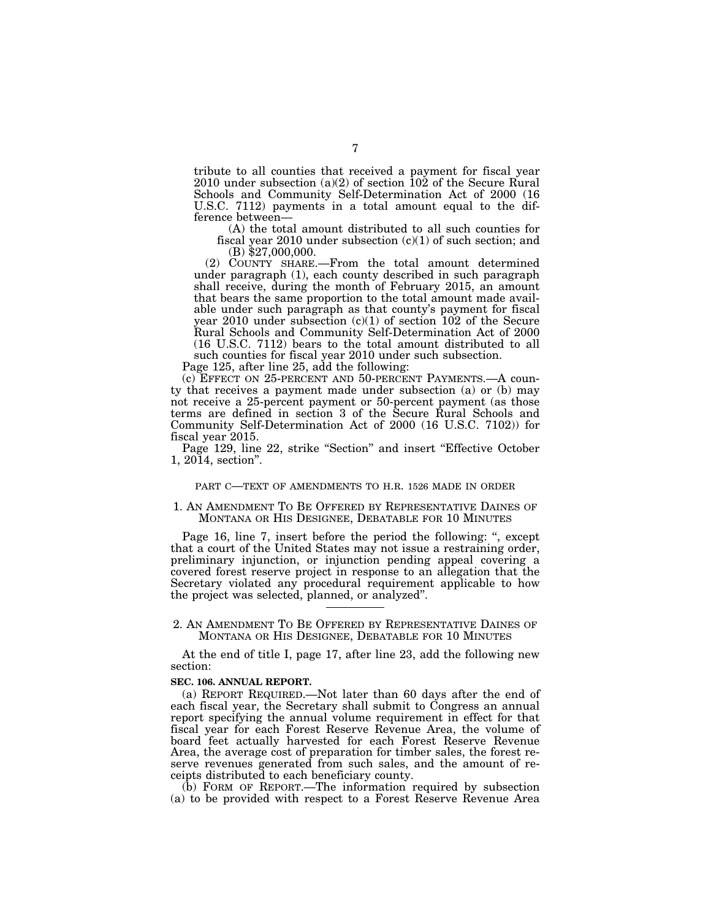tribute to all counties that received a payment for fiscal year 2010 under subsection (a)(2) of section 102 of the Secure Rural Schools and Community Self-Determination Act of 2000 (16 U.S.C. 7112) payments in a total amount equal to the difference between—

(A) the total amount distributed to all such counties for fiscal year 2010 under subsection (c)(1) of such section; and

(B) $27,000,000.

(2) COUNTY SHARE.—From the total amount determined under paragraph (1), each county described in such paragraph shall receive, during the month of February 2015, an amount that bears the same proportion to the total amount made available under such paragraph as that county's payment for fiscal year 2010 under subsection (c)(1) of section 102 of the Secure Rural Schools and Community Self-Determination Act of 2000 (16 U.S.C. 7112) bears to the total amount distributed to all such counties for fiscal year 2010 under such subsection.

Page 125, after line 25, add the following:

(c) EFFECT ON 25-PERCENT AND 50-PERCENT PAYMENTS.—A county that receives a payment made under subsection (a) or (b) may not receive a 25-percent payment or 50-percent payment (as those terms are defined in section 3 of the Secure Rural Schools and Community Self-Determination Act of 2000 (16 U.S.C. 7102)) for fiscal year 2015.

Page 129, line 22, strike "Section" and insert "Effective October 1, 2014, section".

PART C—TEXT OF AMENDMENTS TO H.R. 1526 MADE IN ORDER

1. AN AMENDMENT TO BE OFFERED BY REPRESENTATIVE DAINES OF MONTANA OR HIS DESIGNEE, DEBATABLE FOR 10 MINUTES

Page 16, line 7, insert before the period the following: ", except that a court of the United States may not issue a restraining order, preliminary injunction, or injunction pending appeal covering a covered forest reserve project in response to an allegation that the Secretary violated any procedural requirement applicable to how the project was selected, planned, or analyzed".

---

2. AN AMENDMENT TO BE OFFERED BY REPRESENTATIVE DAINES OF MONTANA OR HIS DESIGNEE, DEBATABLE FOR 10 MINUTES

At the end of title I, page 17, after line 23, add the following new section:

**SEC. 106. ANNUAL REPORT.**

(a) REPORT REQUIRED.—Not later than 60 days after the end of each fiscal year, the Secretary shall submit to Congress an annual report specifying the annual volume requirement in effect for that fiscal year for each Forest Reserve Revenue Area, the volume of board feet actually harvested for each Forest Reserve Revenue Area, the average cost of preparation for timber sales, the forest reserve revenues generated from such sales, and the amount of receipts distributed to each beneficiary county.

(b) FORM OF REPORT.—The information required by subsection (a) to be provided with respect to a Forest Reserve Revenue Area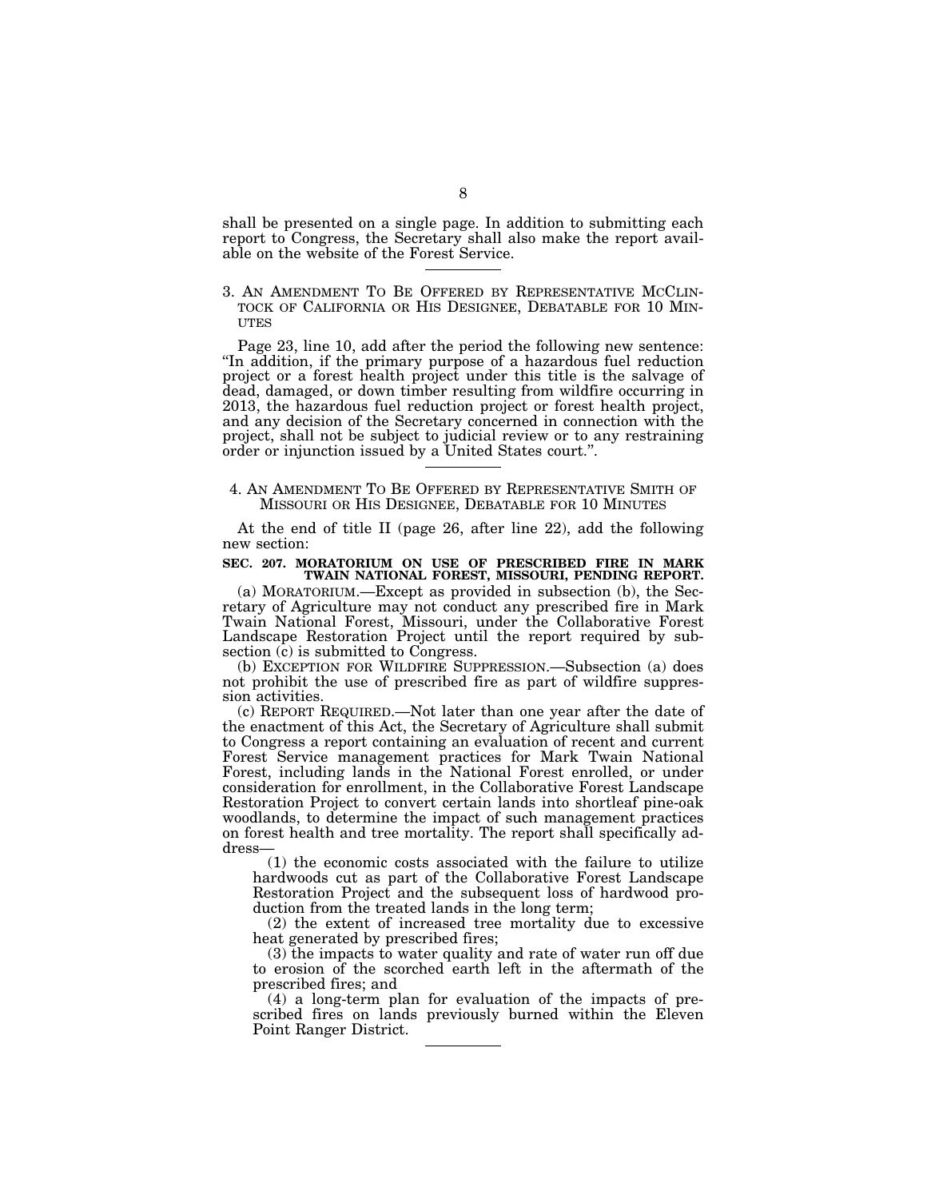shall be presented on a single page. In addition to submitting each report to Congress, the Secretary shall also make the report available on the website of the Forest Service.

---

3. AN AMENDMENT TO BE OFFERED BY REPRESENTATIVE MCCLINTOCK OF CALIFORNIA OR HIS DESIGNEE, DEBATABLE FOR 10 MINUTES

Page 23, line 10, add after the period the following new sentence: "In addition, if the primary purpose of a hazardous fuel reduction project or a forest health project under this title is the salvage of dead, damaged, or down timber resulting from wildfire occurring in 2013, the hazardous fuel reduction project or forest health project, and any decision of the Secretary concerned in connection with the project, shall not be subject to judicial review or to any restraining order or injunction issued by a United States court.".

---

4. AN AMENDMENT TO BE OFFERED BY REPRESENTATIVE SMITH OF MISSOURI OR HIS DESIGNEE, DEBATABLE FOR 10 MINUTES

At the end of title II (page 26, after line 22), add the following new section:

**SEC. 207. MORATORIUM ON USE OF PRESCRIBED FIRE IN MARK TWAIN NATIONAL FOREST, MISSOURI, PENDING REPORT.**

(a) MORATORIUM.—Except as provided in subsection (b), the Secretary of Agriculture may not conduct any prescribed fire in Mark Twain National Forest, Missouri, under the Collaborative Forest Landscape Restoration Project until the report required by subsection (c) is submitted to Congress.

(b) EXCEPTION FOR WILDFIRE SUPPRESSION.—Subsection (a) does not prohibit the use of prescribed fire as part of wildfire suppression activities.

(c) REPORT REQUIRED.—Not later than one year after the date of the enactment of this Act, the Secretary of Agriculture shall submit to Congress a report containing an evaluation of recent and current Forest Service management practices for Mark Twain National Forest, including lands in the National Forest enrolled, or under consideration for enrollment, in the Collaborative Forest Landscape Restoration Project to convert certain lands into shortleaf pine-oak woodlands, to determine the impact of such management practices on forest health and tree mortality. The report shall specifically address—

(1) the economic costs associated with the failure to utilize hardwoods cut as part of the Collaborative Forest Landscape Restoration Project and the subsequent loss of hardwood production from the treated lands in the long term;

(2) the extent of increased tree mortality due to excessive heat generated by prescribed fires;

(3) the impacts to water quality and rate of water run off due to erosion of the scorched earth left in the aftermath of the prescribed fires; and

(4) a long-term plan for evaluation of the impacts of prescribed fires on lands previously burned within the Eleven Point Ranger District.

---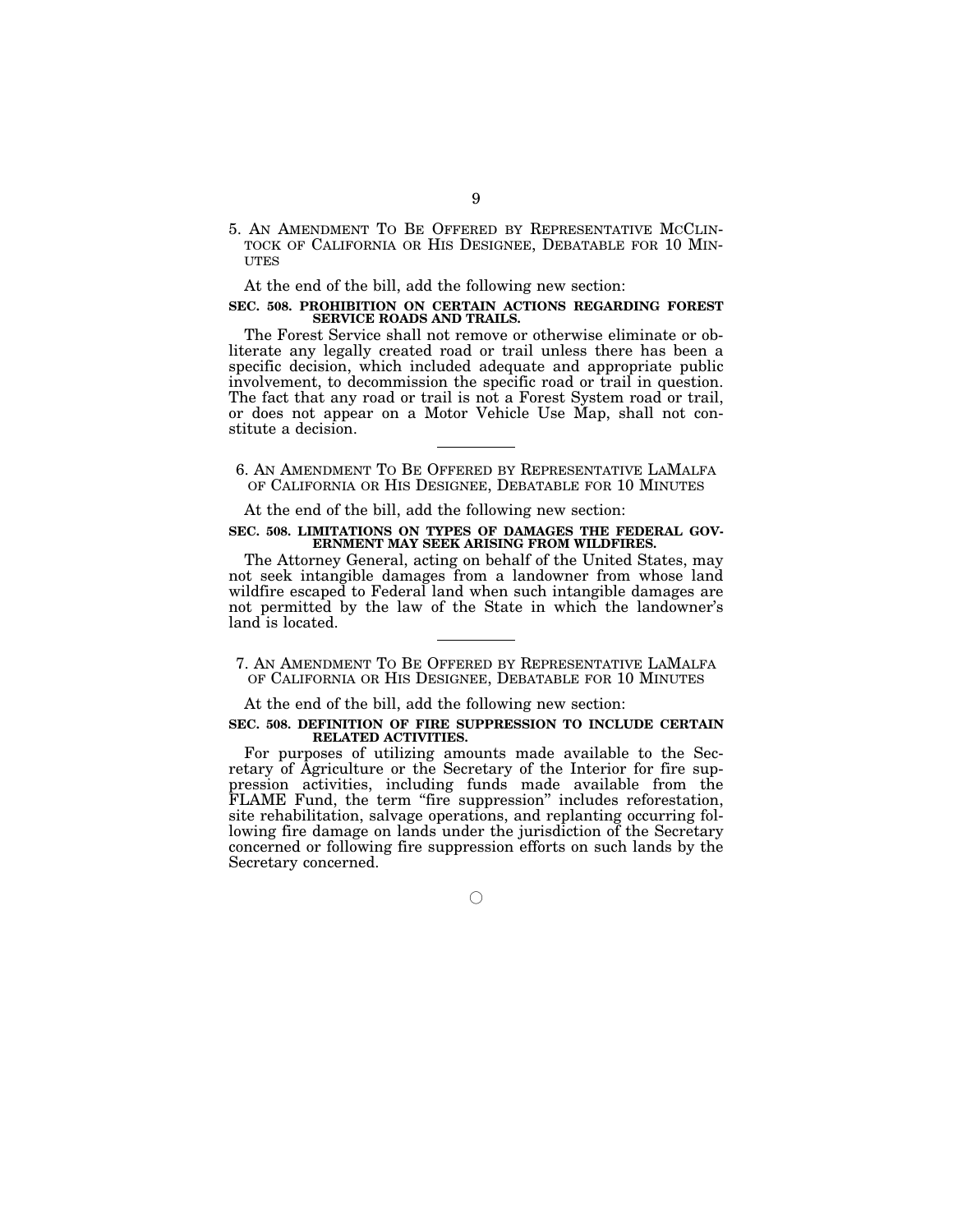5. AN AMENDMENT TO BE OFFERED BY REPRESENTATIVE MCCLINTOCK OF CALIFORNIA OR HIS DESIGNEE, DEBATABLE FOR 10 MINUTES

At the end of the bill, add the following new section:

**SEC. 508. PROHIBITION ON CERTAIN ACTIONS REGARDING FOREST SERVICE ROADS AND TRAILS.**

The Forest Service shall not remove or otherwise eliminate or obliterate any legally created road or trail unless there has been a specific decision, which included adequate and appropriate public involvement, to decommission the specific road or trail in question. The fact that any road or trail is not a Forest System road or trail, or does not appear on a Motor Vehicle Use Map, shall not constitute a decision.

---

6. AN AMENDMENT TO BE OFFERED BY REPRESENTATIVE LAMALFA OF CALIFORNIA OR HIS DESIGNEE, DEBATABLE FOR 10 MINUTES

At the end of the bill, add the following new section:

**SEC. 508. LIMITATIONS ON TYPES OF DAMAGES THE FEDERAL GOVERNMENT MAY SEEK ARISING FROM WILDFIRES.**

The Attorney General, acting on behalf of the United States, may not seek intangible damages from a landowner from whose land wildfire escaped to Federal land when such intangible damages are not permitted by the law of the State in which the landowner's land is located.

---

7. AN AMENDMENT TO BE OFFERED BY REPRESENTATIVE LAMALFA OF CALIFORNIA OR HIS DESIGNEE, DEBATABLE FOR 10 MINUTES

At the end of the bill, add the following new section:

**SEC. 508. DEFINITION OF FIRE SUPPRESSION TO INCLUDE CERTAIN RELATED ACTIVITIES.**

For purposes of utilizing amounts made available to the Secretary of Agriculture or the Secretary of the Interior for fire suppression activities, including funds made available from the FLAME Fund, the term "fire suppression" includes reforestation, site rehabilitation, salvage operations, and replanting occurring following fire damage on lands under the jurisdiction of the Secretary concerned or following fire suppression efforts on such lands by the Secretary concerned.

○